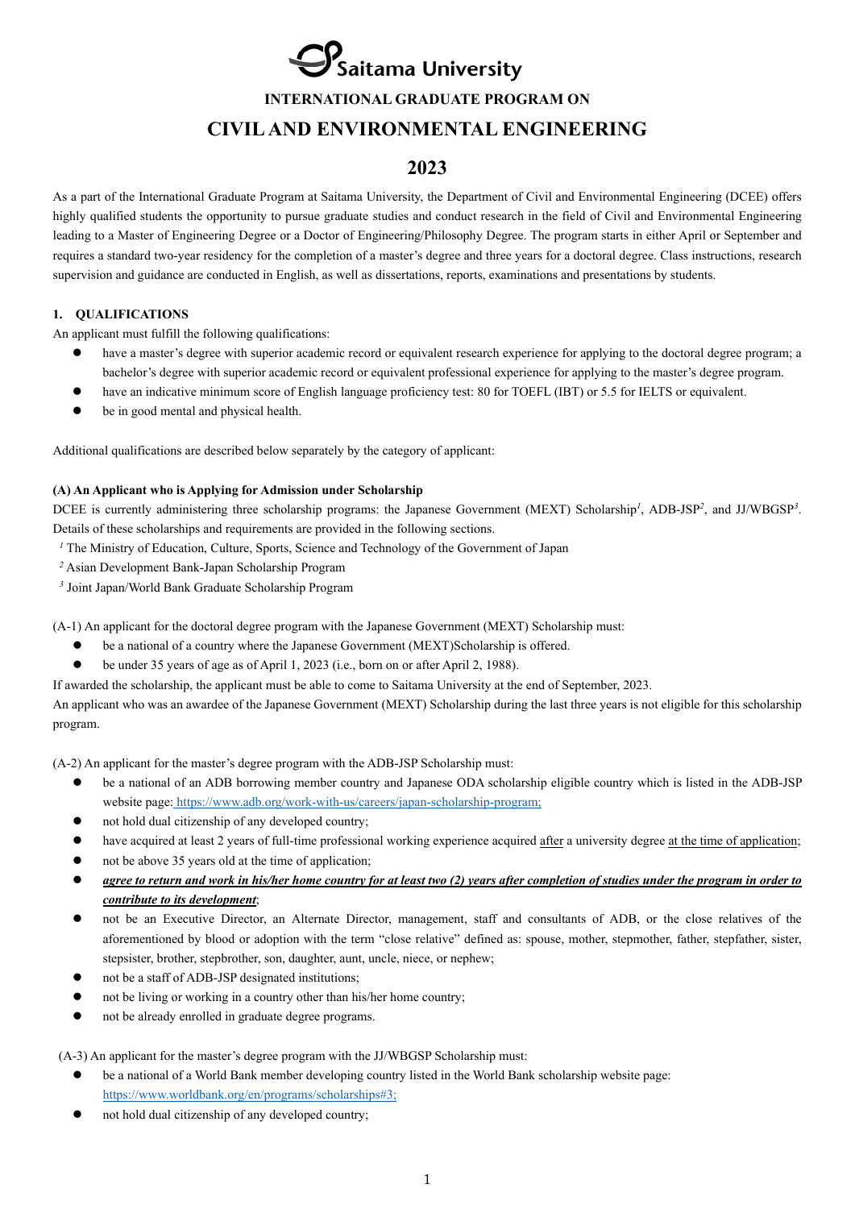# Saitama University

## INTERNATIONAL GRADUATE PROGRAM ON

# CIVIL AND ENVIRONMENTAL ENGINEERING

## 2023

As a part of the International Graduate Program at Saitama University, the Department of Civil and Environmental Engineering (DCEE) offers highly qualified students the opportunity to pursue graduate studies and conduct research in the field of Civil and Environmental Engineering leading to a Master of Engineering Degree or a Doctor of Engineering/Philosophy Degree. The program starts in either April or September and requires a standard two-year residency for the completion of a master's degree and three years for a doctoral degree. Class instructions, research supervision and guidance are conducted in English, as well as dissertations, reports, examinations and presentations by students.

### 1. QUALIFICATIONS

An applicant must fulfill the following qualifications:

- have a master's degree with superior academic record or equivalent research experience for applying to the doctoral degree program; a bachelor's degree with superior academic record or equivalent professional experience for applying to the master's degree program.
- have an indicative minimum score of English language proficiency test: 80 for TOEFL (IBT) or 5.5 for IELTS or equivalent.
- be in good mental and physical health.

Additional qualifications are described below separately by the category of applicant:

#### (A) An Applicant who is Applying for Admission under Scholarship

DCEE is currently administering three scholarship programs: the Japanese Government (MEXT) Scholarship[1], ADB-JSP[2], and JJ/WBGSP[3]. Details of these scholarships and requirements are provided in the following sections.

[1] The Ministry of Education, Culture, Sports, Science and Technology of the Government of Japan

[2] Asian Development Bank-Japan Scholarship Program

[3] Joint Japan/World Bank Graduate Scholarship Program

(A-1) An applicant for the doctoral degree program with the Japanese Government (MEXT) Scholarship must:

- be a national of a country where the Japanese Government (MEXT)Scholarship is offered.
- be under 35 years of age as of April 1, 2023 (i.e., born on or after April 2, 1988).

If awarded the scholarship, the applicant must be able to come to Saitama University at the end of September, 2023.

An applicant who was an awardee of the Japanese Government (MEXT) Scholarship during the last three years is not eligible for this scholarship program.

(A-2) An applicant for the master's degree program with the ADB-JSP Scholarship must:

- be a national of an ADB borrowing member country and Japanese ODA scholarship eligible country which is listed in the ADB-JSP website page: https://www.adb.org/work-with-us/careers/japan-scholarship-program;
- not hold dual citizenship of any developed country;
- have acquired at least 2 years of full-time professional working experience acquired after a university degree at the time of application;
- not be above 35 years old at the time of application;
- ***agree to return and work in his/her home country for at least two (2) years after completion of studies under the program in order to contribute to its development***;
- not be an Executive Director, an Alternate Director, management, staff and consultants of ADB, or the close relatives of the aforementioned by blood or adoption with the term "close relative" defined as: spouse, mother, stepmother, father, stepfather, sister, stepsister, brother, stepbrother, son, daughter, aunt, uncle, niece, or nephew;
- not be a staff of ADB-JSP designated institutions;
- not be living or working in a country other than his/her home country;
- not be already enrolled in graduate degree programs.

(A-3) An applicant for the master's degree program with the JJ/WBGSP Scholarship must:

- be a national of a World Bank member developing country listed in the World Bank scholarship website page: https://www.worldbank.org/en/programs/scholarships#3;
- not hold dual citizenship of any developed country;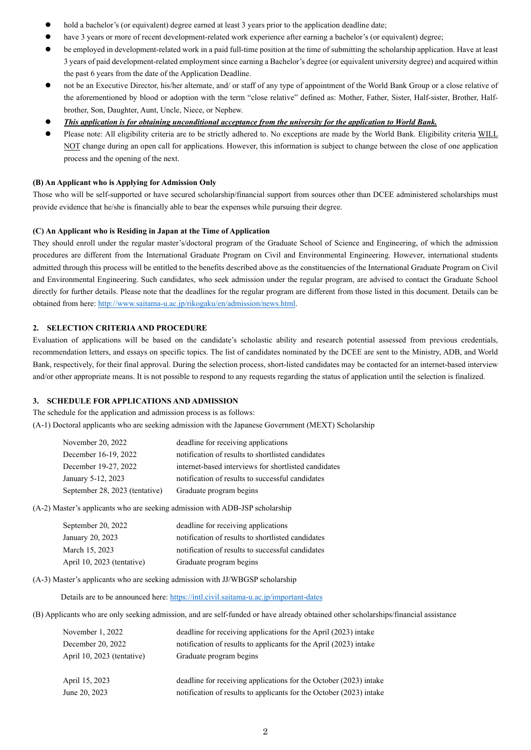- hold a bachelor's (or equivalent) degree earned at least 3 years prior to the application deadline date;
- have 3 years or more of recent development-related work experience after earning a bachelor's (or equivalent) degree;
- be employed in development-related work in a paid full-time position at the time of submitting the scholarship application. Have at least 3 years of paid development-related employment since earning a Bachelor's degree (or equivalent university degree) and acquired within the past 6 years from the date of the Application Deadline.
- not be an Executive Director, his/her alternate, and/ or staff of any type of appointment of the World Bank Group or a close relative of the aforementioned by blood or adoption with the term "close relative" defined as: Mother, Father, Sister, Half-sister, Brother, Half-brother, Son, Daughter, Aunt, Uncle, Niece, or Nephew.
- ***This application is for obtaining unconditional acceptance from the university for the application to World Bank.***
- Please note: All eligibility criteria are to be strictly adhered to. No exceptions are made by the World Bank. Eligibility criteria WILL NOT change during an open call for applications. However, this information is subject to change between the close of one application process and the opening of the next.

**(B) An Applicant who is Applying for Admission Only**

Those who will be self-supported or have secured scholarship/financial support from sources other than DCEE administered scholarships must provide evidence that he/she is financially able to bear the expenses while pursuing their degree.

**(C) An Applicant who is Residing in Japan at the Time of Application**

They should enroll under the regular master's/doctoral program of the Graduate School of Science and Engineering, of which the admission procedures are different from the International Graduate Program on Civil and Environmental Engineering. However, international students admitted through this process will be entitled to the benefits described above as the constituencies of the International Graduate Program on Civil and Environmental Engineering. Such candidates, who seek admission under the regular program, are advised to contact the Graduate School directly for further details. Please note that the deadlines for the regular program are different from those listed in this document. Details can be obtained from here: http://www.saitama-u.ac.jp/rikogaku/en/admission/news.html.

## 2. SELECTION CRITERIA AND PROCEDURE

Evaluation of applications will be based on the candidate's scholastic ability and research potential assessed from previous credentials, recommendation letters, and essays on specific topics. The list of candidates nominated by the DCEE are sent to the Ministry, ADB, and World Bank, respectively, for their final approval. During the selection process, short-listed candidates may be contacted for an internet-based interview and/or other appropriate means. It is not possible to respond to any requests regarding the status of application until the selection is finalized.

## 3. SCHEDULE FOR APPLICATIONS AND ADMISSION

The schedule for the application and admission process is as follows:

(A-1) Doctoral applicants who are seeking admission with the Japanese Government (MEXT) Scholarship

| | |
|---|---|
| November 20, 2022 | deadline for receiving applications |
| December 16-19, 2022 | notification of results to shortlisted candidates |
| December 19-27, 2022 | internet-based interviews for shortlisted candidates |
| January 5-12, 2023 | notification of results to successful candidates |
| September 28, 2023 (tentative) | Graduate program begins |

(A-2) Master's applicants who are seeking admission with ADB-JSP scholarship

| | |
|---|---|
| September 20, 2022 | deadline for receiving applications |
| January 20, 2023 | notification of results to shortlisted candidates |
| March 15, 2023 | notification of results to successful candidates |
| April 10, 2023 (tentative) | Graduate program begins |

(A-3) Master's applicants who are seeking admission with JJ/WBGSP scholarship

Details are to be announced here: https://intl.civil.saitama-u.ac.jp/important-dates

(B) Applicants who are only seeking admission, and are self-funded or have already obtained other scholarships/financial assistance

| | |
|---|---|
| November 1, 2022 | deadline for receiving applications for the April (2023) intake |
| December 20, 2022 | notification of results to applicants for the April (2023) intake |
| April 10, 2023 (tentative) | Graduate program begins |
| | |
| April 15, 2023 | deadline for receiving applications for the October (2023) intake |
| June 20, 2023 | notification of results to applicants for the October (2023) intake |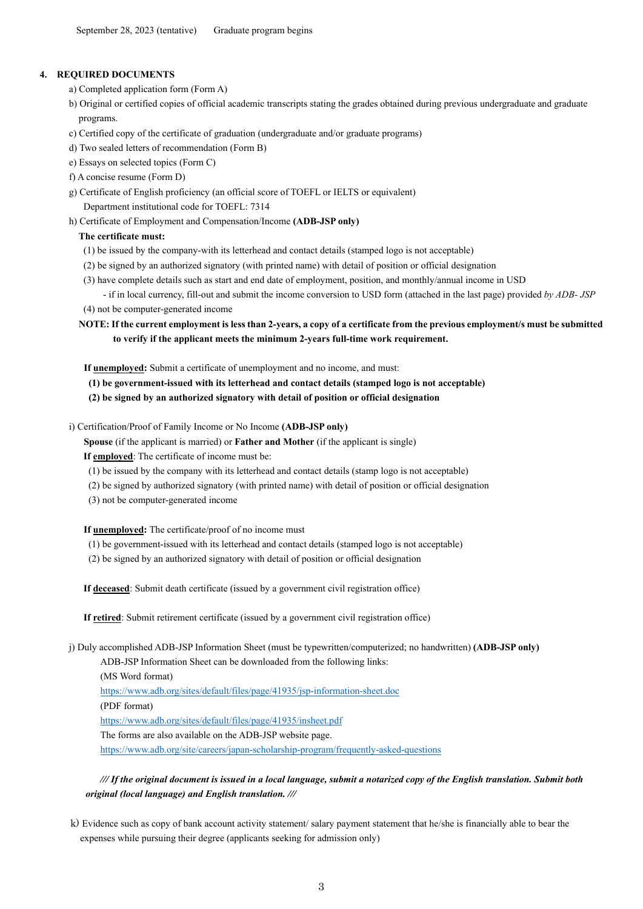September 28, 2023 (tentative)  Graduate program begins

## 4. REQUIRED DOCUMENTS

a) Completed application form (Form A)

b) Original or certified copies of official academic transcripts stating the grades obtained during previous undergraduate and graduate programs.

c) Certified copy of the certificate of graduation (undergraduate and/or graduate programs)

d) Two sealed letters of recommendation (Form B)

e) Essays on selected topics (Form C)

f) A concise resume (Form D)

g) Certificate of English proficiency (an official score of TOEFL or IELTS or equivalent)
   Department institutional code for TOEFL: 7314

h) Certificate of Employment and Compensation/Income **(ADB-JSP only)**

**The certificate must:**

(1) be issued by the company-with its letterhead and contact details (stamped logo is not acceptable)

(2) be signed by an authorized signatory (with printed name) with detail of position or official designation

(3) have complete details such as start and end date of employment, position, and monthly/annual income in USD
- if in local currency, fill-out and submit the income conversion to USD form (attached in the last page) provided *by ADB- JSP*

(4) not be computer-generated income

**NOTE: If the current employment is less than 2-years, a copy of a certificate from the previous employment/s must be submitted to verify if the applicant meets the minimum 2-years full-time work requirement.**

**If unemployed:** Submit a certificate of unemployment and no income, and must:

**(1) be government-issued with its letterhead and contact details (stamped logo is not acceptable)**

**(2) be signed by an authorized signatory with detail of position or official designation**

i) Certification/Proof of Family Income or No Income **(ADB-JSP only)**

**Spouse** (if the applicant is married) or **Father and Mother** (if the applicant is single)

**If employed**: The certificate of income must be:

(1) be issued by the company with its letterhead and contact details (stamp logo is not acceptable)

(2) be signed by authorized signatory (with printed name) with detail of position or official designation

(3) not be computer-generated income

**If unemployed:** The certificate/proof of no income must

(1) be government-issued with its letterhead and contact details (stamped logo is not acceptable)

(2) be signed by an authorized signatory with detail of position or official designation

**If deceased**: Submit death certificate (issued by a government civil registration office)

**If retired**: Submit retirement certificate (issued by a government civil registration office)

j) Duly accomplished ADB-JSP Information Sheet (must be typewritten/computerized; no handwritten) **(ADB-JSP only)**

ADB-JSP Information Sheet can be downloaded from the following links:

(MS Word format)

https://www.adb.org/sites/default/files/page/41935/jsp-information-sheet.doc

(PDF format)

https://www.adb.org/sites/default/files/page/41935/insheet.pdf

The forms are also available on the ADB-JSP website page.

https://www.adb.org/site/careers/japan-scholarship-program/frequently-asked-questions

***/// If the original document is issued in a local language, submit a notarized copy of the English translation. Submit both original (local language) and English translation. ///***

k) Evidence such as copy of bank account activity statement/ salary payment statement that he/she is financially able to bear the expenses while pursuing their degree (applicants seeking for admission only)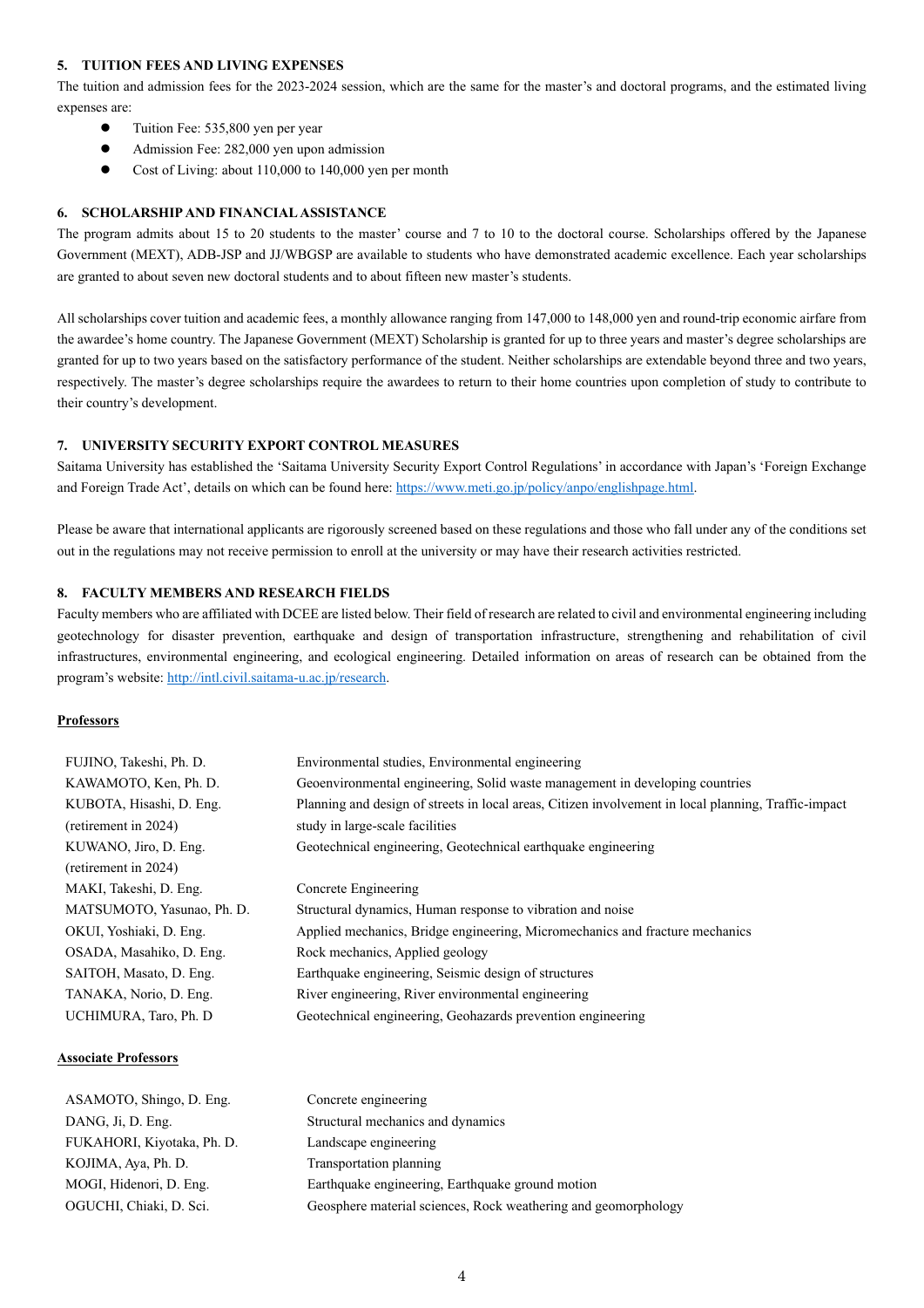### 5. TUITION FEES AND LIVING EXPENSES

The tuition and admission fees for the 2023-2024 session, which are the same for the master's and doctoral programs, and the estimated living expenses are:

- Tuition Fee: 535,800 yen per year
- Admission Fee: 282,000 yen upon admission
- Cost of Living: about 110,000 to 140,000 yen per month

### 6. SCHOLARSHIP AND FINANCIAL ASSISTANCE

The program admits about 15 to 20 students to the master' course and 7 to 10 to the doctoral course. Scholarships offered by the Japanese Government (MEXT), ADB-JSP and JJ/WBGSP are available to students who have demonstrated academic excellence. Each year scholarships are granted to about seven new doctoral students and to about fifteen new master's students.

All scholarships cover tuition and academic fees, a monthly allowance ranging from 147,000 to 148,000 yen and round-trip economic airfare from the awardee's home country. The Japanese Government (MEXT) Scholarship is granted for up to three years and master's degree scholarships are granted for up to two years based on the satisfactory performance of the student. Neither scholarships are extendable beyond three and two years, respectively. The master's degree scholarships require the awardees to return to their home countries upon completion of study to contribute to their country's development.

### 7. UNIVERSITY SECURITY EXPORT CONTROL MEASURES

Saitama University has established the 'Saitama University Security Export Control Regulations' in accordance with Japan's 'Foreign Exchange and Foreign Trade Act', details on which can be found here: https://www.meti.go.jp/policy/anpo/englishpage.html.

Please be aware that international applicants are rigorously screened based on these regulations and those who fall under any of the conditions set out in the regulations may not receive permission to enroll at the university or may have their research activities restricted.

### 8. FACULTY MEMBERS AND RESEARCH FIELDS

Faculty members who are affiliated with DCEE are listed below. Their field of research are related to civil and environmental engineering including geotechnology for disaster prevention, earthquake and design of transportation infrastructure, strengthening and rehabilitation of civil infrastructures, environmental engineering, and ecological engineering. Detailed information on areas of research can be obtained from the program's website: http://intl.civil.saitama-u.ac.jp/research.

**Professors**

| | |
|---|---|
| FUJINO, Takeshi, Ph. D. | Environmental studies, Environmental engineering |
| KAWAMOTO, Ken, Ph. D. | Geoenvironmental engineering, Solid waste management in developing countries |
| KUBOTA, Hisashi, D. Eng. (retirement in 2024) | Planning and design of streets in local areas, Citizen involvement in local planning, Traffic-impact study in large-scale facilities |
| KUWANO, Jiro, D. Eng. (retirement in 2024) | Geotechnical engineering, Geotechnical earthquake engineering |
| MAKI, Takeshi, D. Eng. | Concrete Engineering |
| MATSUMOTO, Yasunao, Ph. D. | Structural dynamics, Human response to vibration and noise |
| OKUI, Yoshiaki, D. Eng. | Applied mechanics, Bridge engineering, Micromechanics and fracture mechanics |
| OSADA, Masahiko, D. Eng. | Rock mechanics, Applied geology |
| SAITOH, Masato, D. Eng. | Earthquake engineering, Seismic design of structures |
| TANAKA, Norio, D. Eng. | River engineering, River environmental engineering |
| UCHIMURA, Taro, Ph. D | Geotechnical engineering, Geohazards prevention engineering |

**Associate Professors**

| | |
|---|---|
| ASAMOTO, Shingo, D. Eng. | Concrete engineering |
| DANG, Ji, D. Eng. | Structural mechanics and dynamics |
| FUKAHORI, Kiyotaka, Ph. D. | Landscape engineering |
| KOJIMA, Aya, Ph. D. | Transportation planning |
| MOGI, Hidenori, D. Eng. | Earthquake engineering, Earthquake ground motion |
| OGUCHI, Chiaki, D. Sci. | Geosphere material sciences, Rock weathering and geomorphology |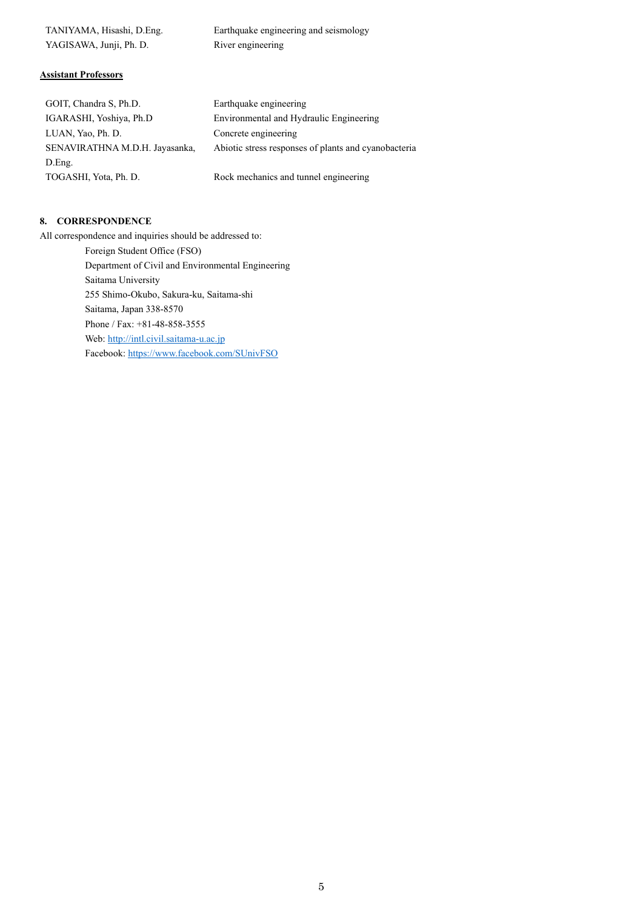| | |
|---|---|
| TANIYAMA, Hisashi, D.Eng. | Earthquake engineering and seismology |
| YAGISAWA, Junji, Ph. D. | River engineering |

**Assistant Professors**

| | |
|---|---|
| GOIT, Chandra S, Ph.D. | Earthquake engineering |
| IGARASHI, Yoshiya, Ph.D | Environmental and Hydraulic Engineering |
| LUAN, Yao, Ph. D. | Concrete engineering |
| SENAVIRATHNA M.D.H. Jayasanka, D.Eng. | Abiotic stress responses of plants and cyanobacteria |
| TOGASHI, Yota, Ph. D. | Rock mechanics and tunnel engineering |

## 8. CORRESPONDENCE

All correspondence and inquiries should be addressed to:

Foreign Student Office (FSO)
Department of Civil and Environmental Engineering
Saitama University
255 Shimo-Okubo, Sakura-ku, Saitama-shi
Saitama, Japan 338-8570
Phone / Fax: +81-48-858-3555
Web: http://intl.civil.saitama-u.ac.jp
Facebook: https://www.facebook.com/SUnivFSO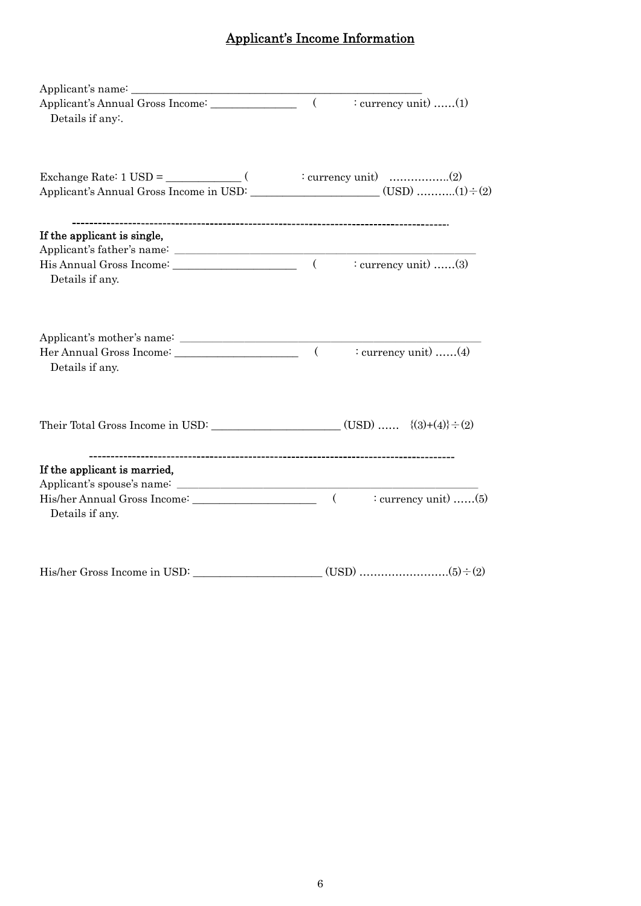## Applicant's Income Information

Applicant's name: ______________________________________________________

Applicant's Annual Gross Income: ________________ (          : currency unit) ……(1)

Details if any:.

Exchange Rate: 1 USD = ______________ (          : currency unit) ……………..(2)

Applicant's Annual Gross Income in USD: ________________________ (USD) ………..(1)÷(2)

---

**If the applicant is single,**

Applicant's father's name: ________________________________________________________

His Annual Gross Income: _______________________ (          : currency unit) ……(3)

Details if any.

Applicant's mother's name: ________________________________________________________

Her Annual Gross Income: _______________________ (          : currency unit) ……(4)

Details if any.

Their Total Gross Income in USD: ________________________ (USD) …… {(3)+(4)}÷(2)

---

**If the applicant is married,**

Applicant's spouse's name: ________________________________________________________

His/her Annual Gross Income: _______________________ (          : currency unit) ……(5)

Details if any.

His/her Gross Income in USD: ________________________ (USD) …………………….(5)÷(2)